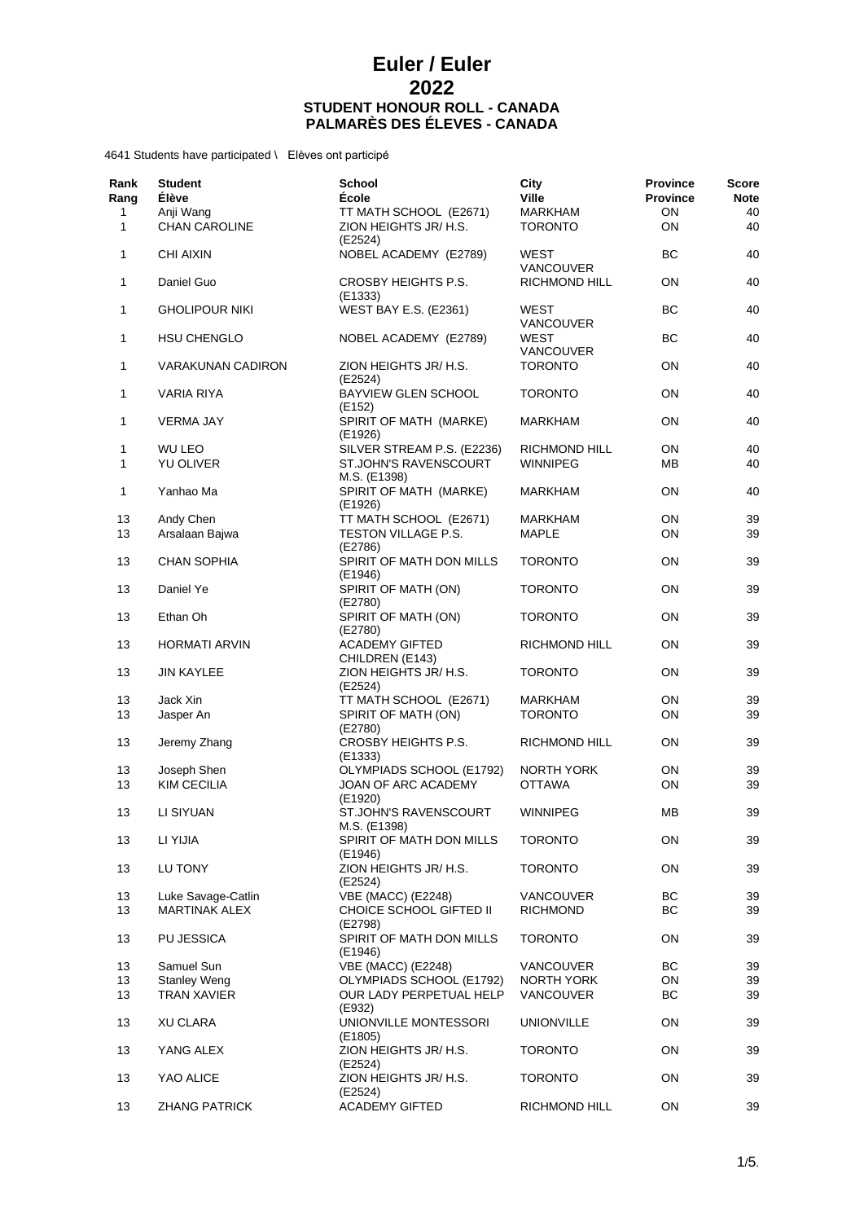# Euler / Euler
# 2022
## STUDENT HONOUR ROLL - CANADA
## PALMARÈS DES ÉLEVES - CANADA

4641 Students have participated \ Elèves ont participé

| Rank Rang | Student Élève | School École | City Ville | Province Province | Score Note |
|---|---|---|---|---|---|
| 1 | Anji Wang | TT MATH SCHOOL (E2671) | MARKHAM | ON | 40 |
| 1 | CHAN CAROLINE | ZION HEIGHTS JR/ H.S. (E2524) | TORONTO | ON | 40 |
| 1 | CHI AIXIN | NOBEL ACADEMY (E2789) | WEST VANCOUVER | BC | 40 |
| 1 | Daniel Guo | CROSBY HEIGHTS P.S. (E1333) | RICHMOND HILL | ON | 40 |
| 1 | GHOLIPOUR NIKI | WEST BAY E.S. (E2361) | WEST VANCOUVER | BC | 40 |
| 1 | HSU CHENGLO | NOBEL ACADEMY (E2789) | WEST VANCOUVER | BC | 40 |
| 1 | VARAKUNAN CADIRON | ZION HEIGHTS JR/ H.S. (E2524) | TORONTO | ON | 40 |
| 1 | VARIA RIYA | BAYVIEW GLEN SCHOOL (E152) | TORONTO | ON | 40 |
| 1 | VERMA JAY | SPIRIT OF MATH (MARKE) (E1926) | MARKHAM | ON | 40 |
| 1 | WU LEO | SILVER STREAM P.S. (E2236) | RICHMOND HILL | ON | 40 |
| 1 | YU OLIVER | ST.JOHN'S RAVENSCOURT M.S. (E1398) | WINNIPEG | MB | 40 |
| 1 | Yanhao Ma | SPIRIT OF MATH (MARKE) (E1926) | MARKHAM | ON | 40 |
| 13 | Andy Chen | TT MATH SCHOOL (E2671) | MARKHAM | ON | 39 |
| 13 | Arsalaan Bajwa | TESTON VILLAGE P.S. (E2786) | MAPLE | ON | 39 |
| 13 | CHAN SOPHIA | SPIRIT OF MATH DON MILLS (E1946) | TORONTO | ON | 39 |
| 13 | Daniel Ye | SPIRIT OF MATH (ON) (E2780) | TORONTO | ON | 39 |
| 13 | Ethan Oh | SPIRIT OF MATH (ON) (E2780) | TORONTO | ON | 39 |
| 13 | HORMATI ARVIN | ACADEMY GIFTED CHILDREN (E143) | RICHMOND HILL | ON | 39 |
| 13 | JIN KAYLEE | ZION HEIGHTS JR/ H.S. (E2524) | TORONTO | ON | 39 |
| 13 | Jack Xin | TT MATH SCHOOL (E2671) | MARKHAM | ON | 39 |
| 13 | Jasper An | SPIRIT OF MATH (ON) (E2780) | TORONTO | ON | 39 |
| 13 | Jeremy Zhang | CROSBY HEIGHTS P.S. (E1333) | RICHMOND HILL | ON | 39 |
| 13 | Joseph Shen | OLYMPIADS SCHOOL (E1792) | NORTH YORK | ON | 39 |
| 13 | KIM CECILIA | JOAN OF ARC ACADEMY (E1920) | OTTAWA | ON | 39 |
| 13 | LI SIYUAN | ST.JOHN'S RAVENSCOURT M.S. (E1398) | WINNIPEG | MB | 39 |
| 13 | LI YIJIA | SPIRIT OF MATH DON MILLS (E1946) | TORONTO | ON | 39 |
| 13 | LU TONY | ZION HEIGHTS JR/ H.S. (E2524) | TORONTO | ON | 39 |
| 13 | Luke Savage-Catlin | VBE (MACC) (E2248) | VANCOUVER | BC | 39 |
| 13 | MARTINAK ALEX | CHOICE SCHOOL GIFTED II (E2798) | RICHMOND | BC | 39 |
| 13 | PU JESSICA | SPIRIT OF MATH DON MILLS (E1946) | TORONTO | ON | 39 |
| 13 | Samuel Sun | VBE (MACC) (E2248) | VANCOUVER | BC | 39 |
| 13 | Stanley Weng | OLYMPIADS SCHOOL (E1792) | NORTH YORK | ON | 39 |
| 13 | TRAN XAVIER | OUR LADY PERPETUAL HELP (E932) | VANCOUVER | BC | 39 |
| 13 | XU CLARA | UNIONVILLE MONTESSORI (E1805) | UNIONVILLE | ON | 39 |
| 13 | YANG ALEX | ZION HEIGHTS JR/ H.S. (E2524) | TORONTO | ON | 39 |
| 13 | YAO ALICE | ZION HEIGHTS JR/ H.S. (E2524) | TORONTO | ON | 39 |
| 13 | ZHANG PATRICK | ACADEMY GIFTED | RICHMOND HILL | ON | 39 |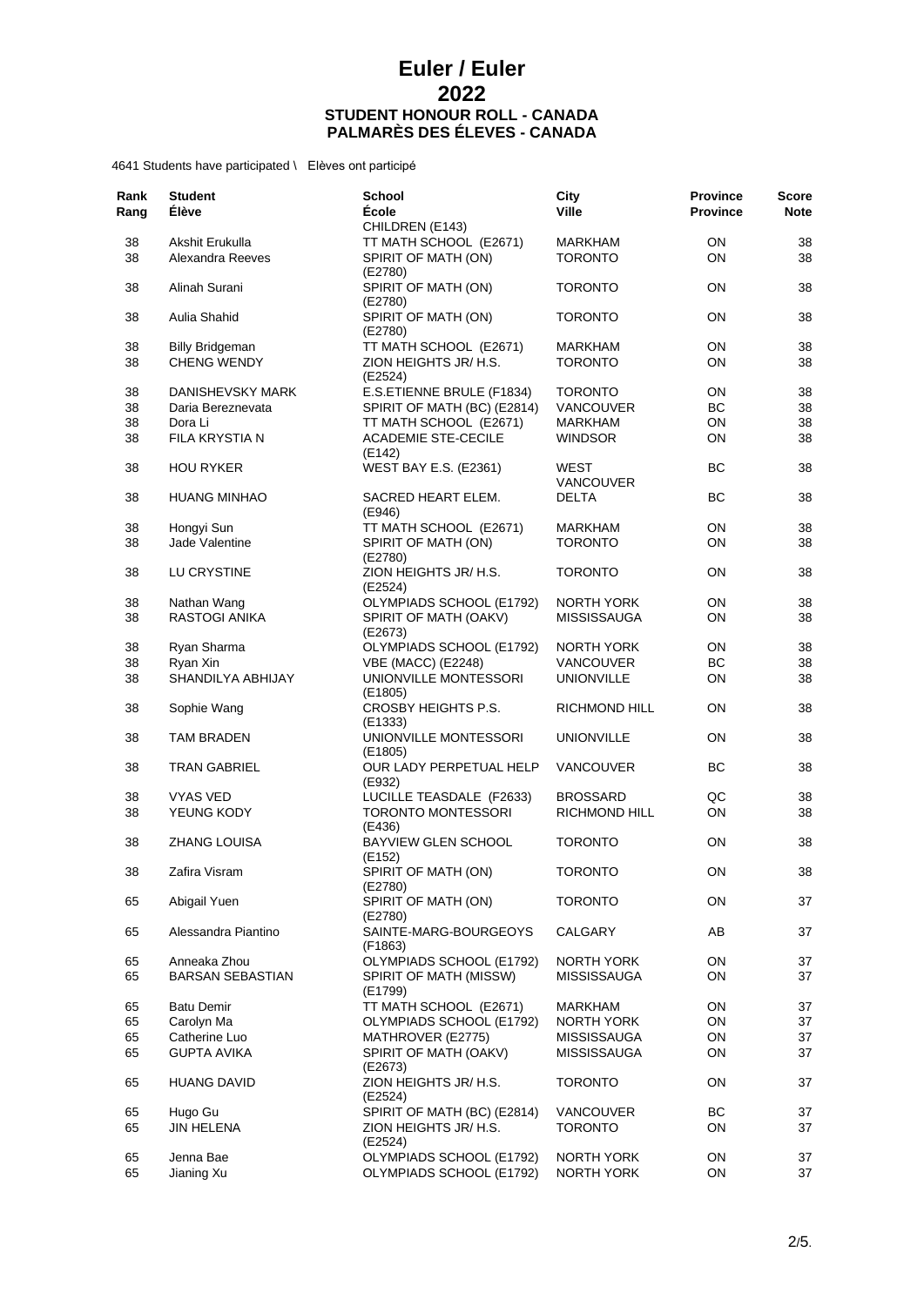# Euler / Euler
# 2022
## STUDENT HONOUR ROLL - CANADA
## PALMARÈS DES ÉLEVES - CANADA

4641 Students have participated \ Elèves ont participé

| Rank<br>Rang | Student<br>Élève | School<br>École | City<br>Ville | Province<br>Province | Score<br>Note |
|---|---|---|---|---|---|
| | | CHILDREN (E143) | | | |
| 38 | Akshit Erukulla | TT MATH SCHOOL (E2671) | MARKHAM | ON | 38 |
| 38 | Alexandra Reeves | SPIRIT OF MATH (ON) (E2780) | TORONTO | ON | 38 |
| 38 | Alinah Surani | SPIRIT OF MATH (ON) (E2780) | TORONTO | ON | 38 |
| 38 | Aulia Shahid | SPIRIT OF MATH (ON) (E2780) | TORONTO | ON | 38 |
| 38 | Billy Bridgeman | TT MATH SCHOOL (E2671) | MARKHAM | ON | 38 |
| 38 | CHENG WENDY | ZION HEIGHTS JR/ H.S. (E2524) | TORONTO | ON | 38 |
| 38 | DANISHEVSKY MARK | E.S.ETIENNE BRULE (F1834) | TORONTO | ON | 38 |
| 38 | Daria Bereznevata | SPIRIT OF MATH (BC) (E2814) | VANCOUVER | BC | 38 |
| 38 | Dora Li | TT MATH SCHOOL (E2671) | MARKHAM | ON | 38 |
| 38 | FILA KRYSTIA N | ACADEMIE STE-CECILE (E142) | WINDSOR | ON | 38 |
| 38 | HOU RYKER | WEST BAY E.S. (E2361) | WEST VANCOUVER | BC | 38 |
| 38 | HUANG MINHAO | SACRED HEART ELEM. (E946) | DELTA | BC | 38 |
| 38 | Hongyi Sun | TT MATH SCHOOL (E2671) | MARKHAM | ON | 38 |
| 38 | Jade Valentine | SPIRIT OF MATH (ON) (E2780) | TORONTO | ON | 38 |
| 38 | LU CRYSTINE | ZION HEIGHTS JR/ H.S. (E2524) | TORONTO | ON | 38 |
| 38 | Nathan Wang | OLYMPIADS SCHOOL (E1792) | NORTH YORK | ON | 38 |
| 38 | RASTOGI ANIKA | SPIRIT OF MATH (OAKV) (E2673) | MISSISSAUGA | ON | 38 |
| 38 | Ryan Sharma | OLYMPIADS SCHOOL (E1792) | NORTH YORK | ON | 38 |
| 38 | Ryan Xin | VBE (MACC) (E2248) | VANCOUVER | BC | 38 |
| 38 | SHANDILYA ABHIJAY | UNIONVILLE MONTESSORI (E1805) | UNIONVILLE | ON | 38 |
| 38 | Sophie Wang | CROSBY HEIGHTS P.S. (E1333) | RICHMOND HILL | ON | 38 |
| 38 | TAM BRADEN | UNIONVILLE MONTESSORI (E1805) | UNIONVILLE | ON | 38 |
| 38 | TRAN GABRIEL | OUR LADY PERPETUAL HELP (E932) | VANCOUVER | BC | 38 |
| 38 | VYAS VED | LUCILLE TEASDALE (F2633) | BROSSARD | QC | 38 |
| 38 | YEUNG KODY | TORONTO MONTESSORI (E436) | RICHMOND HILL | ON | 38 |
| 38 | ZHANG LOUISA | BAYVIEW GLEN SCHOOL (E152) | TORONTO | ON | 38 |
| 38 | Zafira Visram | SPIRIT OF MATH (ON) (E2780) | TORONTO | ON | 38 |
| 65 | Abigail Yuen | SPIRIT OF MATH (ON) (E2780) | TORONTO | ON | 37 |
| 65 | Alessandra Piantino | SAINTE-MARG-BOURGEOYS (F1863) | CALGARY | AB | 37 |
| 65 | Anneaka Zhou | OLYMPIADS SCHOOL (E1792) | NORTH YORK | ON | 37 |
| 65 | BARSAN SEBASTIAN | SPIRIT OF MATH (MISSW) (E1799) | MISSISSAUGA | ON | 37 |
| 65 | Batu Demir | TT MATH SCHOOL (E2671) | MARKHAM | ON | 37 |
| 65 | Carolyn Ma | OLYMPIADS SCHOOL (E1792) | NORTH YORK | ON | 37 |
| 65 | Catherine Luo | MATHROVER (E2775) | MISSISSAUGA | ON | 37 |
| 65 | GUPTA AVIKA | SPIRIT OF MATH (OAKV) (E2673) | MISSISSAUGA | ON | 37 |
| 65 | HUANG DAVID | ZION HEIGHTS JR/ H.S. (E2524) | TORONTO | ON | 37 |
| 65 | Hugo Gu | SPIRIT OF MATH (BC) (E2814) | VANCOUVER | BC | 37 |
| 65 | JIN HELENA | ZION HEIGHTS JR/ H.S. (E2524) | TORONTO | ON | 37 |
| 65 | Jenna Bae | OLYMPIADS SCHOOL (E1792) | NORTH YORK | ON | 37 |
| 65 | Jianing Xu | OLYMPIADS SCHOOL (E1792) | NORTH YORK | ON | 37 |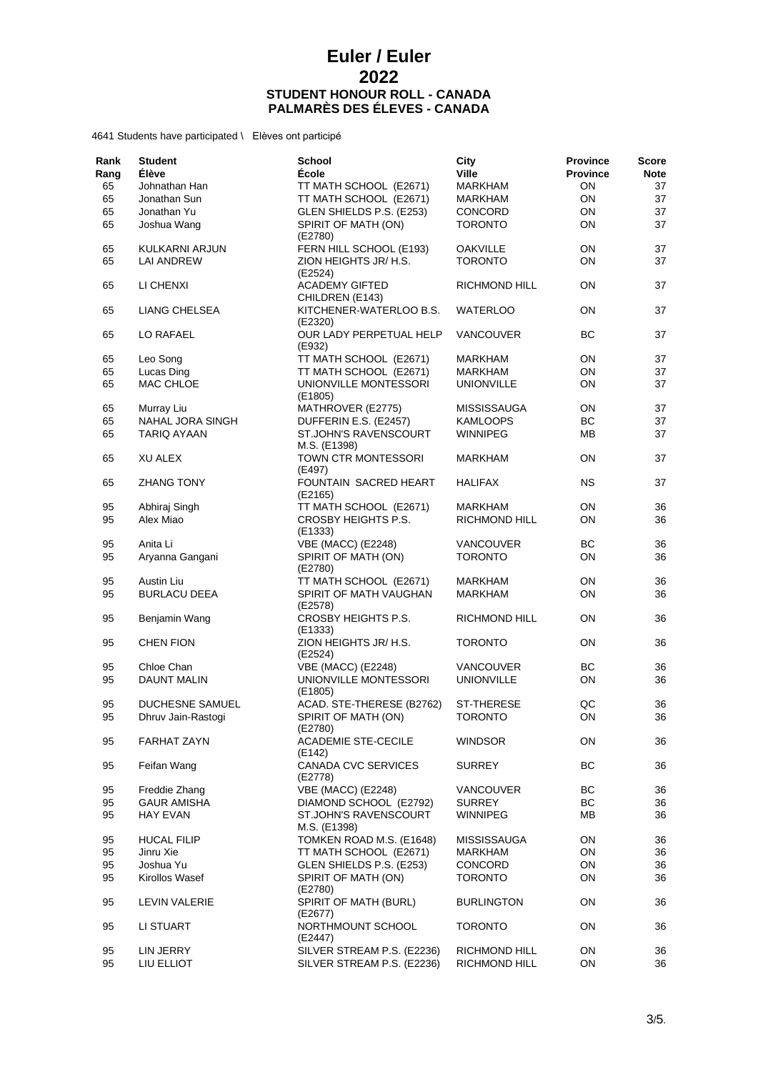# Euler / Euler
# 2022
## STUDENT HONOUR ROLL - CANADA
## PALMARÈS DES ÉLEVES - CANADA

4641 Students have participated \ Elèves ont participé

| Rank<br>Rang | Student<br>Élève | School<br>École | City<br>Ville | Province<br>Province | Score<br>Note |
|---|---|---|---|---|---|
| 65 | Johnathan Han | TT MATH SCHOOL (E2671) | MARKHAM | ON | 37 |
| 65 | Jonathan Sun | TT MATH SCHOOL (E2671) | MARKHAM | ON | 37 |
| 65 | Jonathan Yu | GLEN SHIELDS P.S. (E253) | CONCORD | ON | 37 |
| 65 | Joshua Wang | SPIRIT OF MATH (ON) (E2780) | TORONTO | ON | 37 |
| 65 | KULKARNI ARJUN | FERN HILL SCHOOL (E193) | OAKVILLE | ON | 37 |
| 65 | LAI ANDREW | ZION HEIGHTS JR/ H.S. (E2524) | TORONTO | ON | 37 |
| 65 | LI CHENXI | ACADEMY GIFTED CHILDREN (E143) | RICHMOND HILL | ON | 37 |
| 65 | LIANG CHELSEA | KITCHENER-WATERLOO B.S. (E2320) | WATERLOO | ON | 37 |
| 65 | LO RAFAEL | OUR LADY PERPETUAL HELP (E932) | VANCOUVER | BC | 37 |
| 65 | Leo Song | TT MATH SCHOOL (E2671) | MARKHAM | ON | 37 |
| 65 | Lucas Ding | TT MATH SCHOOL (E2671) | MARKHAM | ON | 37 |
| 65 | MAC CHLOE | UNIONVILLE MONTESSORI (E1805) | UNIONVILLE | ON | 37 |
| 65 | Murray Liu | MATHROVER (E2775) | MISSISSAUGA | ON | 37 |
| 65 | NAHAL JORA SINGH | DUFFERIN E.S. (E2457) | KAMLOOPS | BC | 37 |
| 65 | TARIQ AYAAN | ST.JOHN'S RAVENSCOURT M.S. (E1398) | WINNIPEG | MB | 37 |
| 65 | XU ALEX | TOWN CTR MONTESSORI (E497) | MARKHAM | ON | 37 |
| 65 | ZHANG TONY | FOUNTAIN SACRED HEART (E2165) | HALIFAX | NS | 37 |
| 95 | Abhiraj Singh | TT MATH SCHOOL (E2671) | MARKHAM | ON | 36 |
| 95 | Alex Miao | CROSBY HEIGHTS P.S. (E1333) | RICHMOND HILL | ON | 36 |
| 95 | Anita Li | VBE (MACC) (E2248) | VANCOUVER | BC | 36 |
| 95 | Aryanna Gangani | SPIRIT OF MATH (ON) (E2780) | TORONTO | ON | 36 |
| 95 | Austin Liu | TT MATH SCHOOL (E2671) | MARKHAM | ON | 36 |
| 95 | BURLACU DEEA | SPIRIT OF MATH VAUGHAN (E2578) | MARKHAM | ON | 36 |
| 95 | Benjamin Wang | CROSBY HEIGHTS P.S. (E1333) | RICHMOND HILL | ON | 36 |
| 95 | CHEN FION | ZION HEIGHTS JR/ H.S. (E2524) | TORONTO | ON | 36 |
| 95 | Chloe Chan | VBE (MACC) (E2248) | VANCOUVER | BC | 36 |
| 95 | DAUNT MALIN | UNIONVILLE MONTESSORI (E1805) | UNIONVILLE | ON | 36 |
| 95 | DUCHESNE SAMUEL | ACAD. STE-THERESE (B2762) | ST-THERESE | QC | 36 |
| 95 | Dhruv Jain-Rastogi | SPIRIT OF MATH (ON) (E2780) | TORONTO | ON | 36 |
| 95 | FARHAT ZAYN | ACADEMIE STE-CECILE (E142) | WINDSOR | ON | 36 |
| 95 | Feifan Wang | CANADA CVC SERVICES (E2778) | SURREY | BC | 36 |
| 95 | Freddie Zhang | VBE (MACC) (E2248) | VANCOUVER | BC | 36 |
| 95 | GAUR AMISHA | DIAMOND SCHOOL (E2792) | SURREY | BC | 36 |
| 95 | HAY EVAN | ST.JOHN'S RAVENSCOURT M.S. (E1398) | WINNIPEG | MB | 36 |
| 95 | HUCAL FILIP | TOMKEN ROAD M.S. (E1648) | MISSISSAUGA | ON | 36 |
| 95 | Jinru Xie | TT MATH SCHOOL (E2671) | MARKHAM | ON | 36 |
| 95 | Joshua Yu | GLEN SHIELDS P.S. (E253) | CONCORD | ON | 36 |
| 95 | Kirollos Wasef | SPIRIT OF MATH (ON) (E2780) | TORONTO | ON | 36 |
| 95 | LEVIN VALERIE | SPIRIT OF MATH (BURL) (E2677) | BURLINGTON | ON | 36 |
| 95 | LI STUART | NORTHMOUNT SCHOOL (E2447) | TORONTO | ON | 36 |
| 95 | LIN JERRY | SILVER STREAM P.S. (E2236) | RICHMOND HILL | ON | 36 |
| 95 | LIU ELLIOT | SILVER STREAM P.S. (E2236) | RICHMOND HILL | ON | 36 |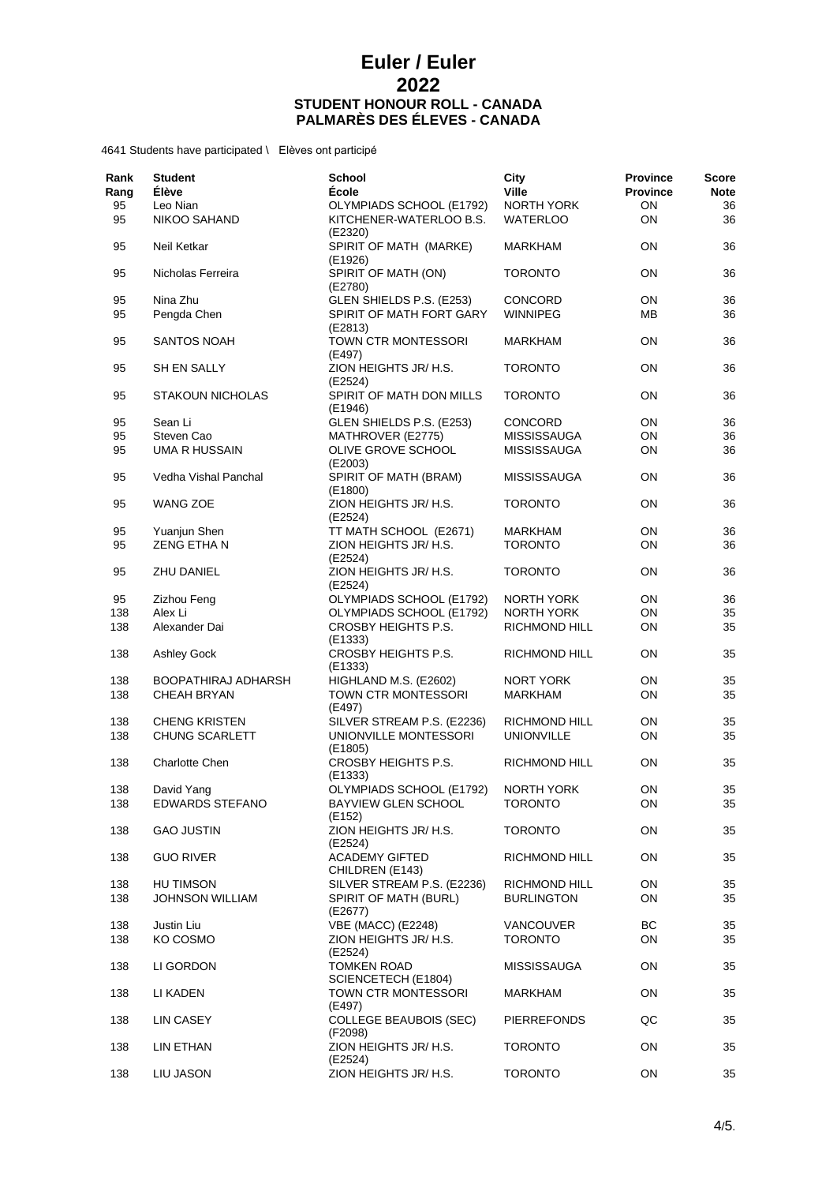# Euler / Euler
# 2022
### STUDENT HONOUR ROLL - CANADA
### PALMARÈS DES ÉLEVES - CANADA

4641 Students have participated \ Elèves ont participé

| Rank<br>Rang | Student<br>Élève | School<br>École | City<br>Ville | Province<br>Province | Score<br>Note |
|---|---|---|---|---|---|
| 95 | Leo Nian | OLYMPIADS SCHOOL (E1792) | NORTH YORK | ON | 36 |
| 95 | NIKOO SAHAND | KITCHENER-WATERLOO B.S. (E2320) | WATERLOO | ON | 36 |
| 95 | Neil Ketkar | SPIRIT OF MATH (MARKE) (E1926) | MARKHAM | ON | 36 |
| 95 | Nicholas Ferreira | SPIRIT OF MATH (ON) (E2780) | TORONTO | ON | 36 |
| 95 | Nina Zhu | GLEN SHIELDS P.S. (E253) | CONCORD | ON | 36 |
| 95 | Pengda Chen | SPIRIT OF MATH FORT GARY (E2813) | WINNIPEG | MB | 36 |
| 95 | SANTOS NOAH | TOWN CTR MONTESSORI (E497) | MARKHAM | ON | 36 |
| 95 | SH EN SALLY | ZION HEIGHTS JR/ H.S. (E2524) | TORONTO | ON | 36 |
| 95 | STAKOUN NICHOLAS | SPIRIT OF MATH DON MILLS (E1946) | TORONTO | ON | 36 |
| 95 | Sean Li | GLEN SHIELDS P.S. (E253) | CONCORD | ON | 36 |
| 95 | Steven Cao | MATHROVER (E2775) | MISSISSAUGA | ON | 36 |
| 95 | UMA R HUSSAIN | OLIVE GROVE SCHOOL (E2003) | MISSISSAUGA | ON | 36 |
| 95 | Vedha Vishal Panchal | SPIRIT OF MATH (BRAM) (E1800) | MISSISSAUGA | ON | 36 |
| 95 | WANG ZOE | ZION HEIGHTS JR/ H.S. (E2524) | TORONTO | ON | 36 |
| 95 | Yuanjun Shen | TT MATH SCHOOL (E2671) | MARKHAM | ON | 36 |
| 95 | ZENG ETHA N | ZION HEIGHTS JR/ H.S. (E2524) | TORONTO | ON | 36 |
| 95 | ZHU DANIEL | ZION HEIGHTS JR/ H.S. (E2524) | TORONTO | ON | 36 |
| 95 | Zizhou Feng | OLYMPIADS SCHOOL (E1792) | NORTH YORK | ON | 36 |
| 138 | Alex Li | OLYMPIADS SCHOOL (E1792) | NORTH YORK | ON | 35 |
| 138 | Alexander Dai | CROSBY HEIGHTS P.S. (E1333) | RICHMOND HILL | ON | 35 |
| 138 | Ashley Gock | CROSBY HEIGHTS P.S. (E1333) | RICHMOND HILL | ON | 35 |
| 138 | BOOPATHIRAJ ADHARSH | HIGHLAND M.S. (E2602) | NORT YORK | ON | 35 |
| 138 | CHEAH BRYAN | TOWN CTR MONTESSORI (E497) | MARKHAM | ON | 35 |
| 138 | CHENG KRISTEN | SILVER STREAM P.S. (E2236) | RICHMOND HILL | ON | 35 |
| 138 | CHUNG SCARLETT | UNIONVILLE MONTESSORI (E1805) | UNIONVILLE | ON | 35 |
| 138 | Charlotte Chen | CROSBY HEIGHTS P.S. (E1333) | RICHMOND HILL | ON | 35 |
| 138 | David Yang | OLYMPIADS SCHOOL (E1792) | NORTH YORK | ON | 35 |
| 138 | EDWARDS STEFANO | BAYVIEW GLEN SCHOOL (E152) | TORONTO | ON | 35 |
| 138 | GAO JUSTIN | ZION HEIGHTS JR/ H.S. (E2524) | TORONTO | ON | 35 |
| 138 | GUO RIVER | ACADEMY GIFTED CHILDREN (E143) | RICHMOND HILL | ON | 35 |
| 138 | HU TIMSON | SILVER STREAM P.S. (E2236) | RICHMOND HILL | ON | 35 |
| 138 | JOHNSON WILLIAM | SPIRIT OF MATH (BURL) (E2677) | BURLINGTON | ON | 35 |
| 138 | Justin Liu | VBE (MACC) (E2248) | VANCOUVER | BC | 35 |
| 138 | KO COSMO | ZION HEIGHTS JR/ H.S. (E2524) | TORONTO | ON | 35 |
| 138 | LI GORDON | TOMKEN ROAD SCIENCETECH (E1804) | MISSISSAUGA | ON | 35 |
| 138 | LI KADEN | TOWN CTR MONTESSORI (E497) | MARKHAM | ON | 35 |
| 138 | LIN CASEY | COLLEGE BEAUBOIS (SEC) (F2098) | PIERREFONDS | QC | 35 |
| 138 | LIN ETHAN | ZION HEIGHTS JR/ H.S. (E2524) | TORONTO | ON | 35 |
| 138 | LIU JASON | ZION HEIGHTS JR/ H.S. | TORONTO | ON | 35 |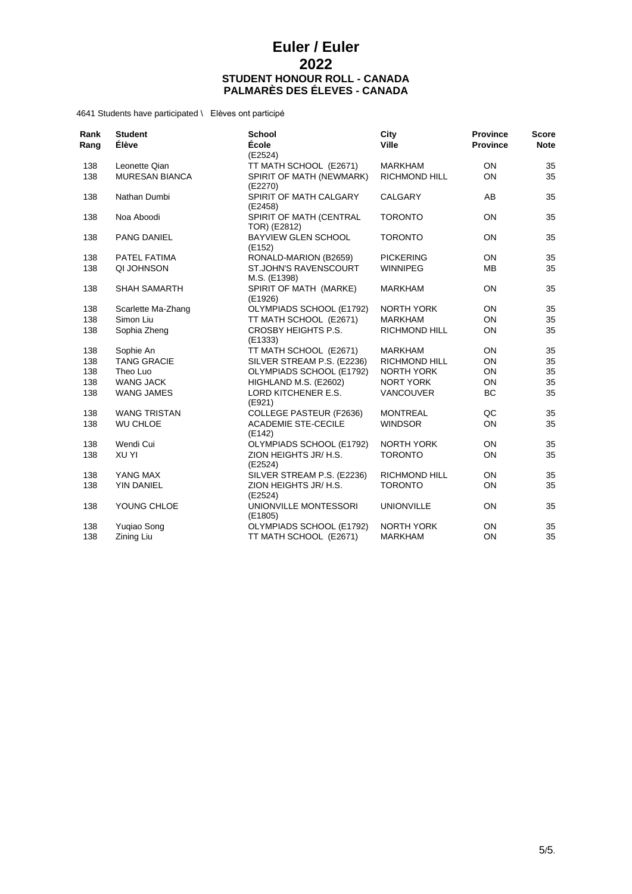# Euler / Euler
# 2022
### STUDENT HONOUR ROLL - CANADA
### PALMARÈS DES ÉLEVES - CANADA

4641 Students have participated \ Elèves ont participé

| Rank<br>Rang | Student<br>Élève | School<br>École | City<br>Ville | Province<br>Province | Score<br>Note |
|---|---|---|---|---|---|
| | | (E2524) | | | |
| 138 | Leonette Qian | TT MATH SCHOOL (E2671) | MARKHAM | ON | 35 |
| 138 | MURESAN BIANCA | SPIRIT OF MATH (NEWMARK) (E2270) | RICHMOND HILL | ON | 35 |
| 138 | Nathan Dumbi | SPIRIT OF MATH CALGARY (E2458) | CALGARY | AB | 35 |
| 138 | Noa Aboodi | SPIRIT OF MATH (CENTRAL TOR) (E2812) | TORONTO | ON | 35 |
| 138 | PANG DANIEL | BAYVIEW GLEN SCHOOL (E152) | TORONTO | ON | 35 |
| 138 | PATEL FATIMA | RONALD-MARION (B2659) | PICKERING | ON | 35 |
| 138 | QI JOHNSON | ST.JOHN'S RAVENSCOURT M.S. (E1398) | WINNIPEG | MB | 35 |
| 138 | SHAH SAMARTH | SPIRIT OF MATH (MARKE) (E1926) | MARKHAM | ON | 35 |
| 138 | Scarlette Ma-Zhang | OLYMPIADS SCHOOL (E1792) | NORTH YORK | ON | 35 |
| 138 | Simon Liu | TT MATH SCHOOL (E2671) | MARKHAM | ON | 35 |
| 138 | Sophia Zheng | CROSBY HEIGHTS P.S. (E1333) | RICHMOND HILL | ON | 35 |
| 138 | Sophie An | TT MATH SCHOOL (E2671) | MARKHAM | ON | 35 |
| 138 | TANG GRACIE | SILVER STREAM P.S. (E2236) | RICHMOND HILL | ON | 35 |
| 138 | Theo Luo | OLYMPIADS SCHOOL (E1792) | NORTH YORK | ON | 35 |
| 138 | WANG JACK | HIGHLAND M.S. (E2602) | NORT YORK | ON | 35 |
| 138 | WANG JAMES | LORD KITCHENER E.S. (E921) | VANCOUVER | BC | 35 |
| 138 | WANG TRISTAN | COLLEGE PASTEUR (F2636) | MONTREAL | QC | 35 |
| 138 | WU CHLOE | ACADEMIE STE-CECILE (E142) | WINDSOR | ON | 35 |
| 138 | Wendi Cui | OLYMPIADS SCHOOL (E1792) | NORTH YORK | ON | 35 |
| 138 | XU YI | ZION HEIGHTS JR/ H.S. (E2524) | TORONTO | ON | 35 |
| 138 | YANG MAX | SILVER STREAM P.S. (E2236) | RICHMOND HILL | ON | 35 |
| 138 | YIN DANIEL | ZION HEIGHTS JR/ H.S. (E2524) | TORONTO | ON | 35 |
| 138 | YOUNG CHLOE | UNIONVILLE MONTESSORI (E1805) | UNIONVILLE | ON | 35 |
| 138 | Yuqiao Song | OLYMPIADS SCHOOL (E1792) | NORTH YORK | ON | 35 |
| 138 | Zining Liu | TT MATH SCHOOL (E2671) | MARKHAM | ON | 35 |